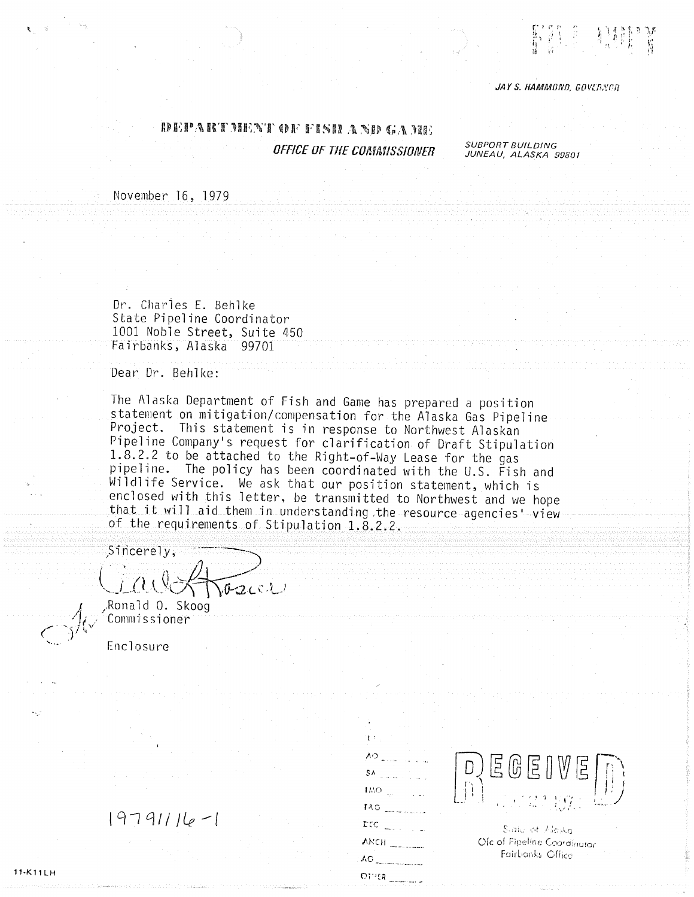JAY S. HAMMOND, GOVERNOR

# DEPARTMENT OF FISH AND GAME

## OFFICE OF THE COMMISSIONER

SUBPORT BUILDING
JUNEAU, ALASKA 99801

November 16, 1979

Dr. Charles E. Behlke
State Pipeline Coordinator
1001 Noble Street, Suite 450
Fairbanks, Alaska 99701

Dear Dr. Behlke:

The Alaska Department of Fish and Game has prepared a position statement on mitigation/compensation for the Alaska Gas Pipeline Project. This statement is in response to Northwest Alaskan Pipeline Company's request for clarification of Draft Stipulation 1.8.2.2 to be attached to the Right-of-Way Lease for the gas pipeline. The policy has been coordinated with the U.S. Fish and Wildlife Service. We ask that our position statement, which is enclosed with this letter, be transmitted to Northwest and we hope that it will aid them in understanding the resource agencies' view of the requirements of Stipulation 1.8.2.2.

Sincerely,

Ronald O. Skoog
Commissioner

Enclosure

19791116-1

AO ___
SA ___
IMO ___
TAG ___
DEC ___
ANCH ___
AG ___
OTHER ___

RECEIVED

State of Alaska
Ofc of Pipeline Coordinator
Fairbanks Office

11-K11LH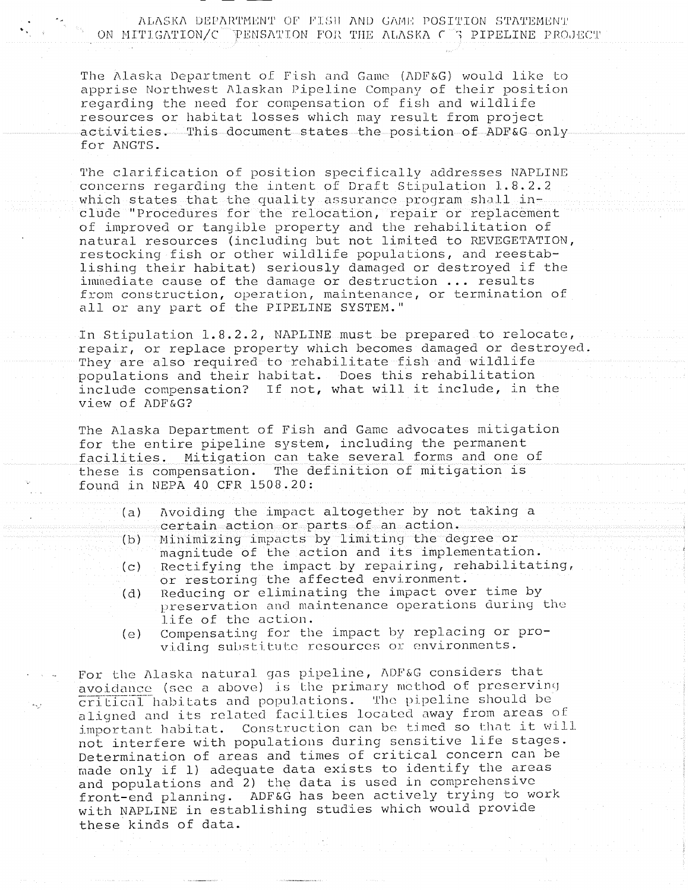ALASKA DEPARTMENT OF FISH AND GAME POSITION STATEMENT ON MITIGATION/COMPENSATION FOR THE ALASKA GAS PIPELINE PROJECT

The Alaska Department of Fish and Game (ADF&G) would like to apprise Northwest Alaskan Pipeline Company of their position regarding the need for compensation of fish and wildlife resources or habitat losses which may result from project activities. This document states the position of ADF&G only for ANGTS.

The clarification of position specifically addresses NAPLINE concerns regarding the intent of Draft Stipulation 1.8.2.2 which states that the quality assurance program shall include "Procedures for the relocation, repair or replacement of improved or tangible property and the rehabilitation of natural resources (including but not limited to REVEGETATION, restocking fish or other wildlife populations, and reestablishing their habitat) seriously damaged or destroyed if the immediate cause of the damage or destruction ... results from construction, operation, maintenance, or termination of all or any part of the PIPELINE SYSTEM."

In Stipulation 1.8.2.2, NAPLINE must be prepared to relocate, repair, or replace property which becomes damaged or destroyed. They are also required to rehabilitate fish and wildlife populations and their habitat. Does this rehabilitation include compensation? If not, what will it include, in the view of ADF&G?

The Alaska Department of Fish and Game advocates mitigation for the entire pipeline system, including the permanent facilities. Mitigation can take several forms and one of these is compensation. The definition of mitigation is found in NEPA 40 CFR 1508.20:

(a) Avoiding the impact altogether by not taking a certain action or parts of an action.
(b) Minimizing impacts by limiting the degree or magnitude of the action and its implementation.
(c) Rectifying the impact by repairing, rehabilitating, or restoring the affected environment.
(d) Reducing or eliminating the impact over time by preservation and maintenance operations during the life of the action.
(e) Compensating for the impact by replacing or providing substitute resources or environments.

For the Alaska natural gas pipeline, ADF&G considers that avoidance (see a above) is the primary method of preserving critical habitats and populations. The pipeline should be aligned and its related facilties located away from areas of important habitat. Construction can be timed so that it will not interfere with populations during sensitive life stages. Determination of areas and times of critical concern can be made only if 1) adequate data exists to identify the areas and populations and 2) the data is used in comprehensive front-end planning. ADF&G has been actively trying to work with NAPLINE in establishing studies which would provide these kinds of data.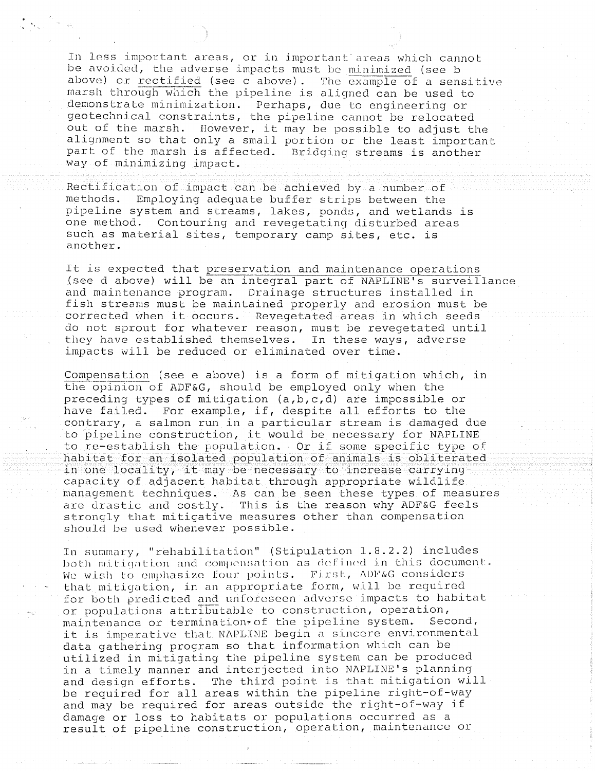In less important areas, or in important areas which cannot be avoided, the adverse impacts must be <u>minimized</u> (see b above) or <u>rectified</u> (see c above). The example of a sensitive marsh through which the pipeline is aligned can be used to demonstrate minimization. Perhaps, due to engineering or geotechnical constraints, the pipeline cannot be relocated out of the marsh. However, it may be possible to adjust the alignment so that only a small portion or the least important part of the marsh is affected. Bridging streams is another way of minimizing impact.

Rectification of impact can be achieved by a number of methods. Employing adequate buffer strips between the pipeline system and streams, lakes, ponds, and wetlands is one method. Contouring and revegetating disturbed areas such as material sites, temporary camp sites, etc. is another.

It is expected that <u>preservation and maintenance operations</u> (see d above) will be an integral part of NAPLINE's surveillance and maintenance program. Drainage structures installed in fish streams must be maintained properly and erosion must be corrected when it occurs. Revegetated areas in which seeds do not sprout for whatever reason, must be revegetated until they have established themselves. In these ways, adverse impacts will be reduced or eliminated over time.

<u>Compensation</u> (see e above) is a form of mitigation which, in the opinion of ADF&G, should be employed only when the preceding types of mitigation (a,b,c,d) are impossible or have failed. For example, if, despite all efforts to the contrary, a salmon run in a particular stream is damaged due to pipeline construction, it would be necessary for NAPLINE to re-establish the population. Or if some specific type of habitat for an isolated population of animals is obliterated in one locality, it may be necessary to increase carrying capacity of adjacent habitat through appropriate wildlife management techniques. As can be seen these types of measures are drastic and costly. This is the reason why ADF&G feels strongly that mitigative measures other than compensation should be used whenever possible.

In summary, "rehabilitation" (Stipulation 1.8.2.2) includes both mitigation and compensation as defined in this document. We wish to emphasize four points. First, ADF&G considers that mitigation, in an appropriate form, will be required for both predicted <u>and</u> unforeseen adverse impacts to habitat or populations attributable to construction, operation, maintenance or termination of the pipeline system. Second, it is imperative that NAPLINE begin a sincere environmental data gathering program so that information which can be utilized in mitigating the pipeline system can be produced in a timely manner and interjected into NAPLINE's planning and design efforts. The third point is that mitigation will be required for all areas within the pipeline right-of-way and may be required for areas outside the right-of-way if damage or loss to habitats or populations occurred as a result of pipeline construction, operation, maintenance or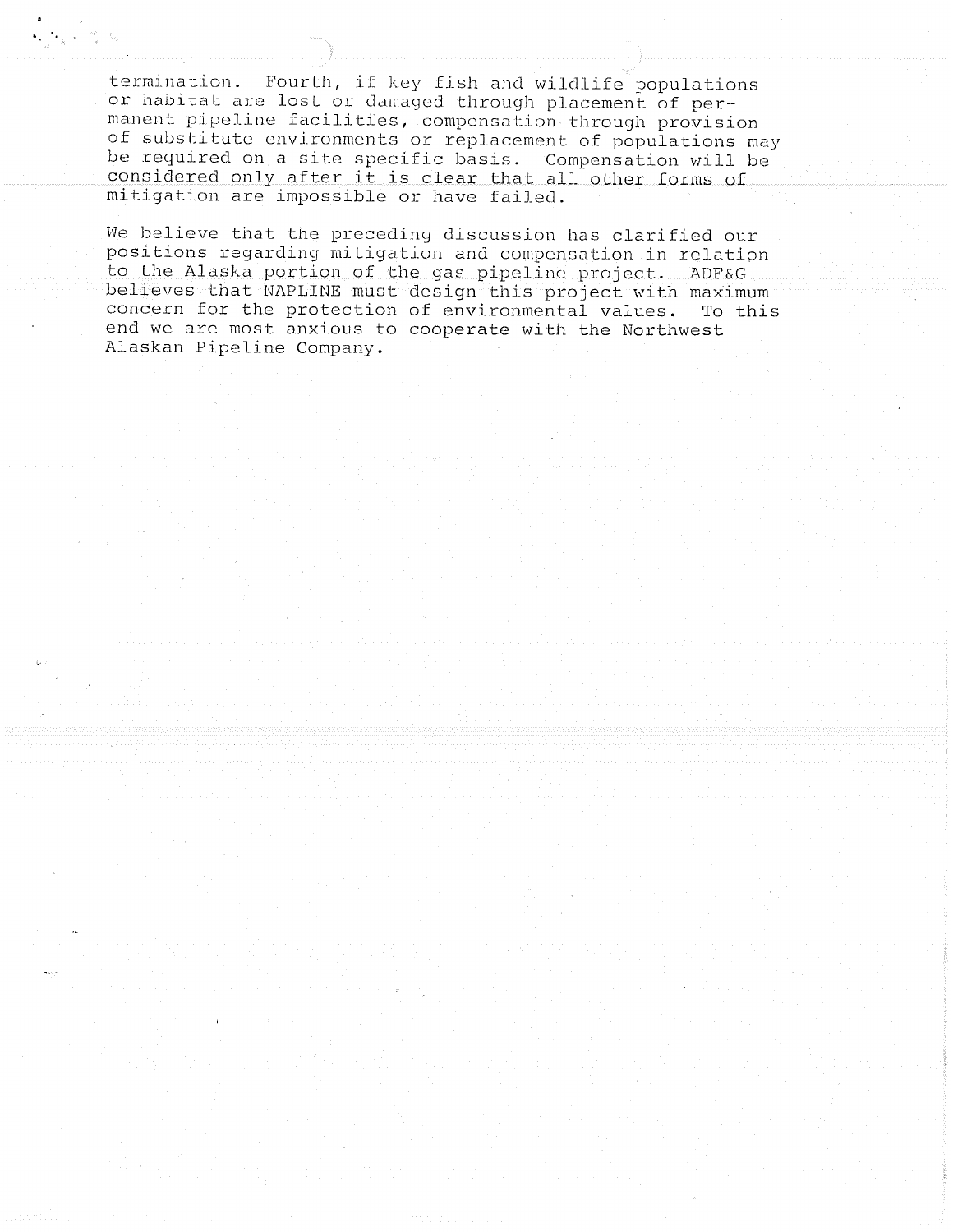termination. Fourth, if key fish and wildlife populations or habitat are lost or damaged through placement of permanent pipeline facilities, compensation through provision of substitute environments or replacement of populations may be required on a site specific basis. Compensation will be considered only after it is clear that all other forms of mitigation are impossible or have failed.

We believe that the preceding discussion has clarified our positions regarding mitigation and compensation in relation to the Alaska portion of the gas pipeline project. ADF&G believes that NAPLINE must design this project with maximum concern for the protection of environmental values. To this end we are most anxious to cooperate with the Northwest Alaskan Pipeline Company.